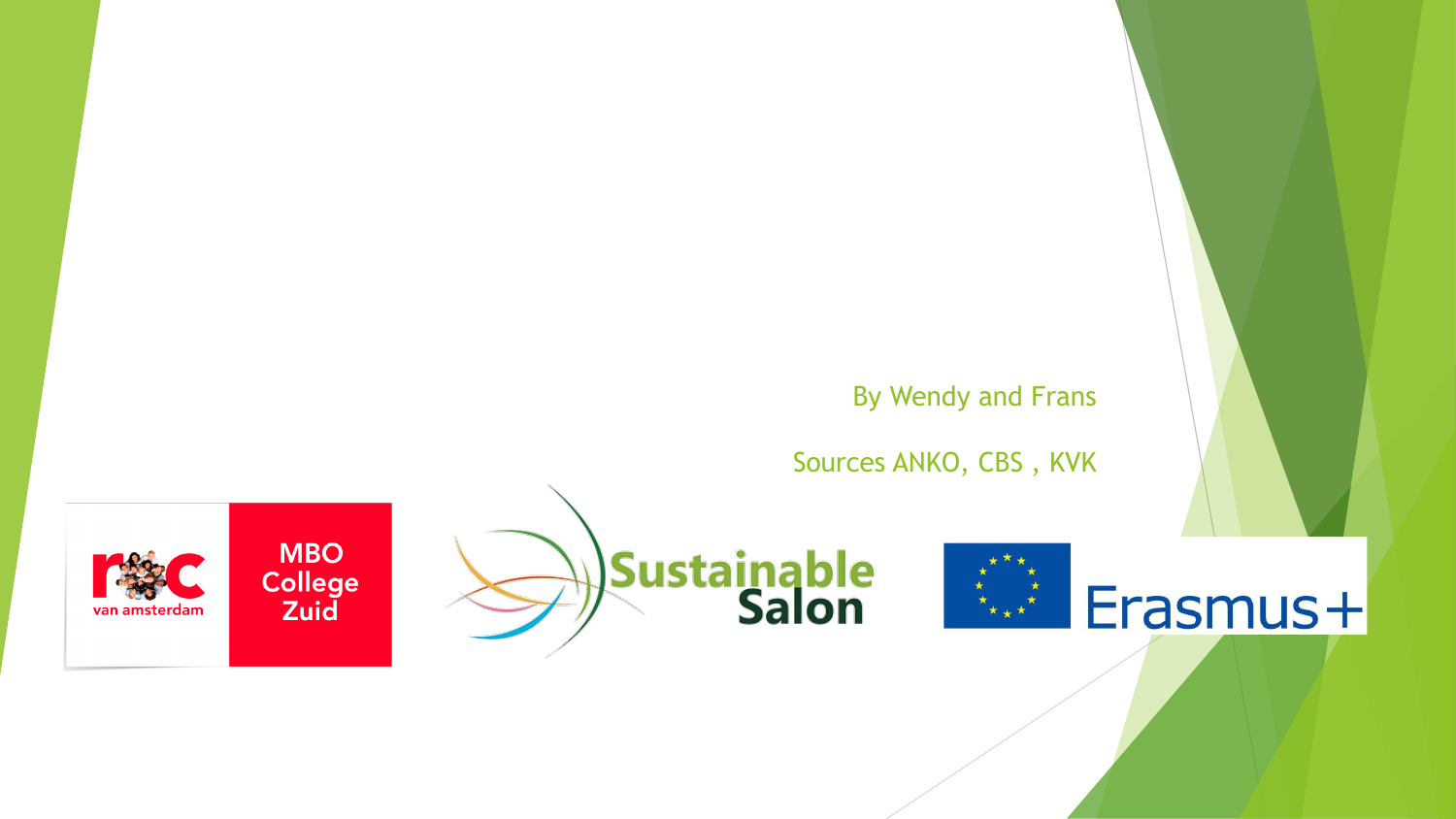By Wendy and Frans

Sources ANKO, CBS , KVK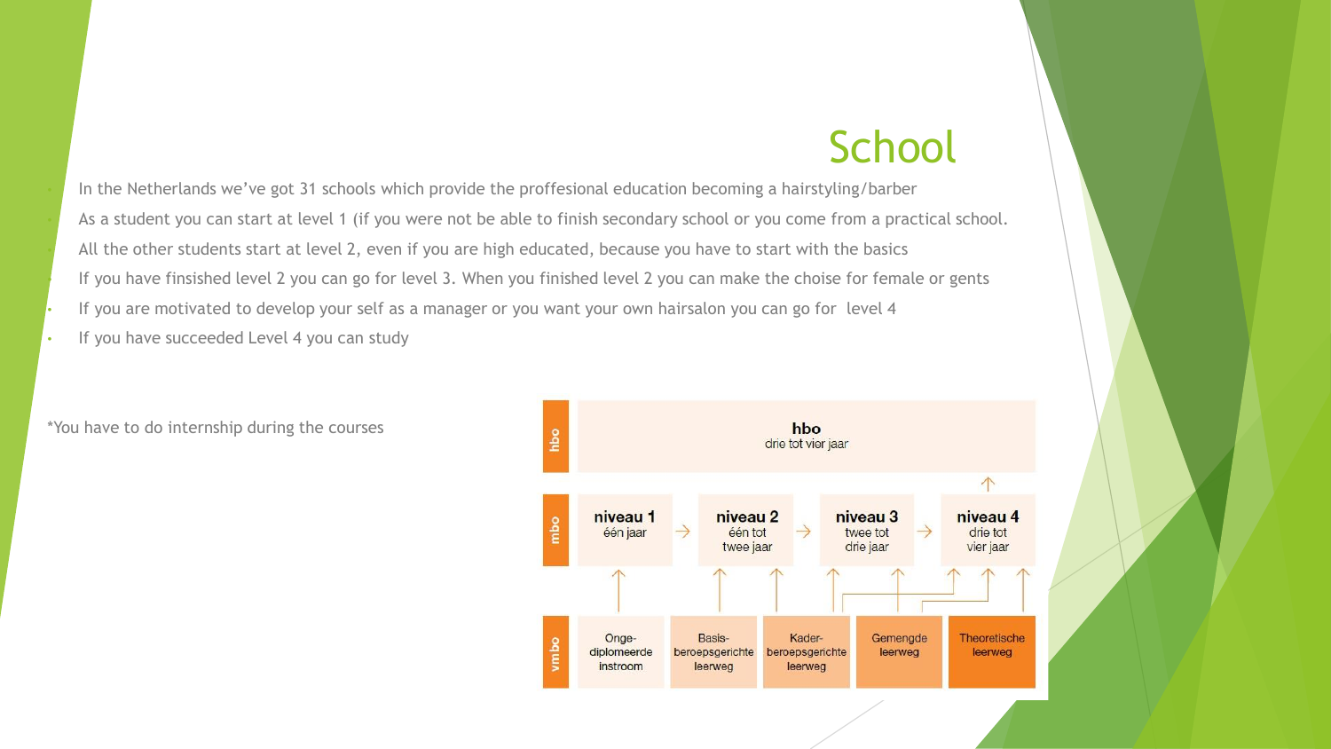# School

- In the Netherlands we've got 31 schools which provide the proffesional education becoming a hairstyling/barber
- As a student you can start at level 1 (if you were not be able to finish secondary school or you come from a practical school.
- All the other students start at level 2, even if you are high educated, because you have to start with the basics
- If you have finsished level 2 you can go for level 3. When you finished level 2 you can make the choise for female or gents
- If you are motivated to develop your self as a manager or you want your own hairsalon you can go for level 4
- If you have succeeded Level 4 you can study

*You have to do internship during the courses

| | | | | | |
|---|---|---|---|---|---|
| hbo | hbo drie tot vier jaar | | | | |
| mbo | niveau 1 één jaar | niveau 2 één tot twee jaar | niveau 3 twee tot drie jaar | niveau 4 drie tot vier jaar | |
| vmbo | Onge-diplomeerde instroom | Basis-beroepsgerichte leerweg | Kader-beroepsgerichte leerweg | Gemengde leerweg | Theoretische leerweg |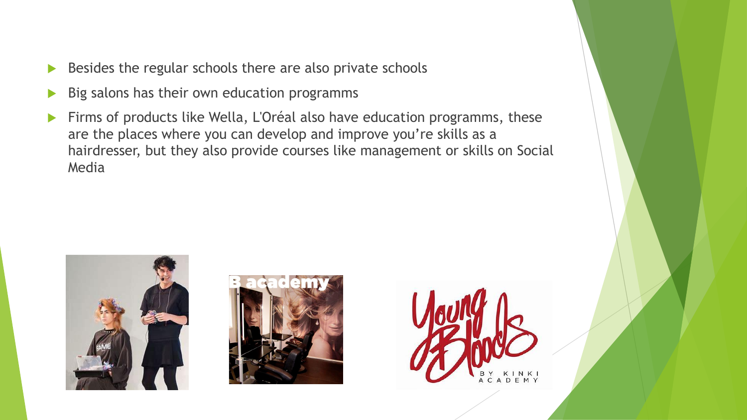- Besides the regular schools there are also private schools
- Big salons has their own education programms
- Firms of products like Wella, L'Oréal also have education programms, these are the places where you can develop and improve you're skills as a hairdresser, but they also provide courses like management or skills on Social Media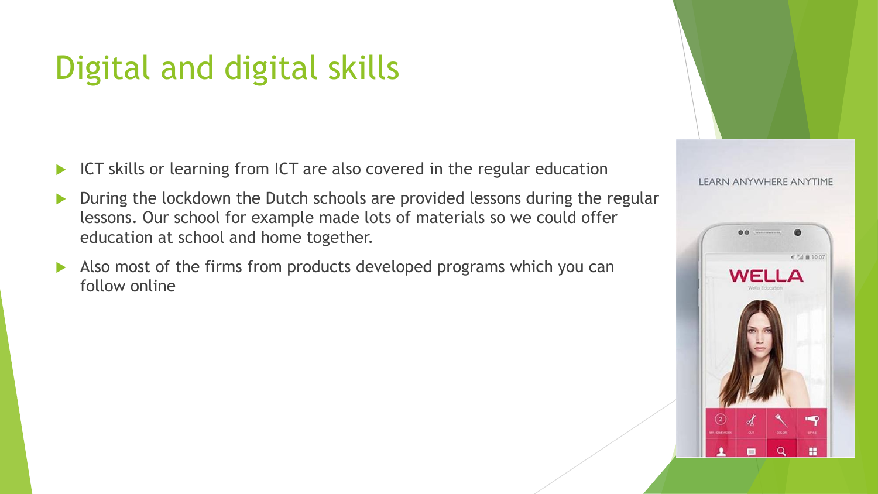# Digital and digital skills

- ICT skills or learning from ICT are also covered in the regular education
- During the lockdown the Dutch schools are provided lessons during the regular lessons. Our school for example made lots of materials so we could offer education at school and home together.
- Also most of the firms from products developed programs which you can follow online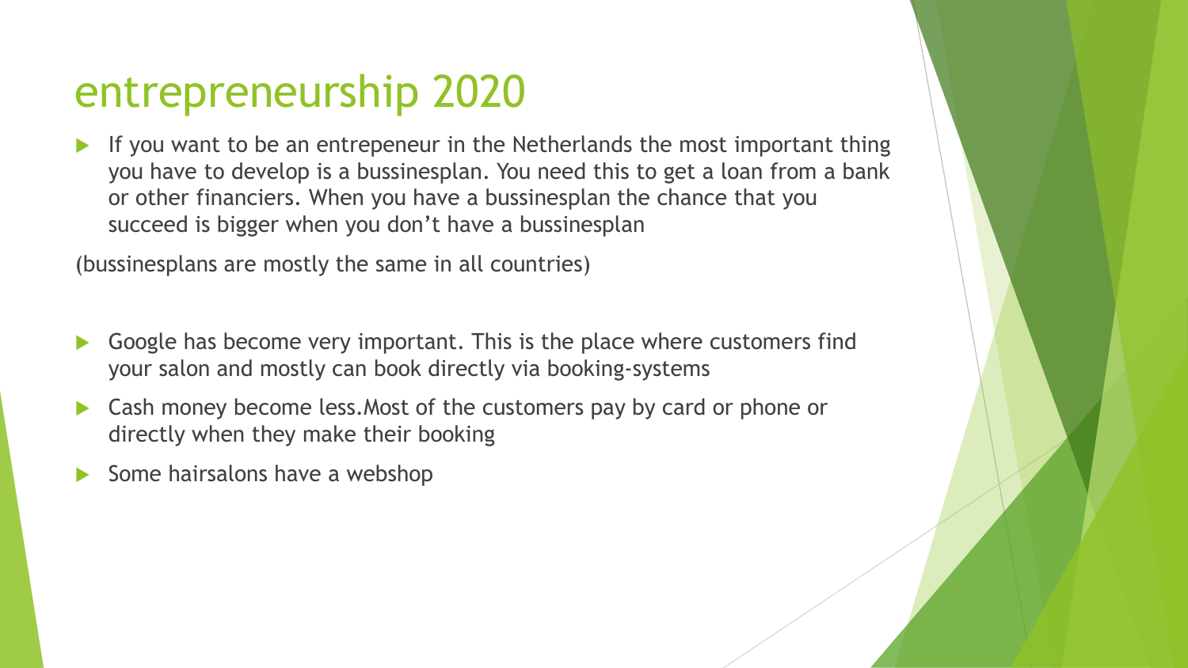# entrepreneurship 2020

- If you want to be an entrepeneur in the Netherlands the most important thing you have to develop is a bussinesplan. You need this to get a loan from a bank or other financiers. When you have a bussinesplan the chance that you succeed is bigger when you don't have a bussinesplan

(bussinesplans are mostly the same in all countries)

- Google has become very important. This is the place where customers find your salon and mostly can book directly via booking-systems
- Cash money become less.Most of the customers pay by card or phone or directly when they make their booking
- Some hairsalons have a webshop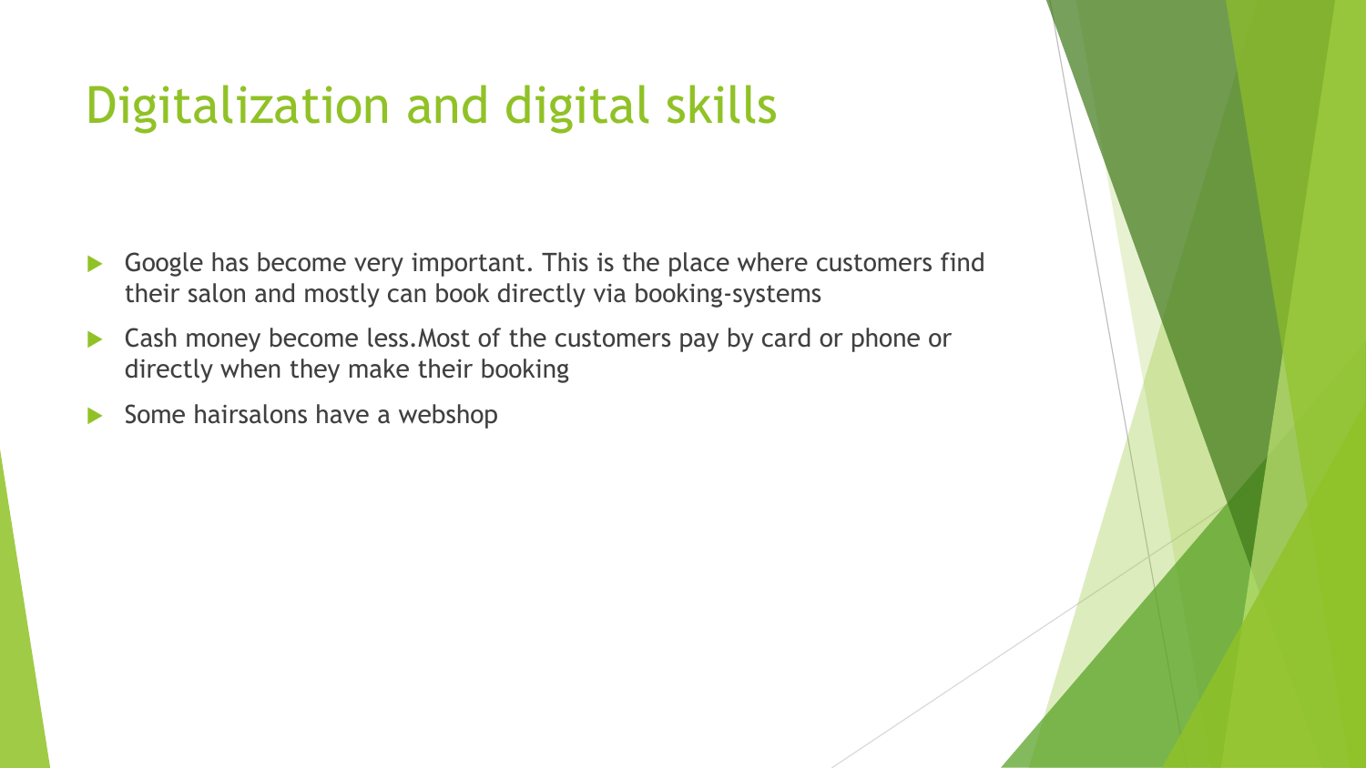# Digitalization and digital skills

- Google has become very important. This is the place where customers find their salon and mostly can book directly via booking-systems
- Cash money become less.Most of the customers pay by card or phone or directly when they make their booking
- Some hairsalons have a webshop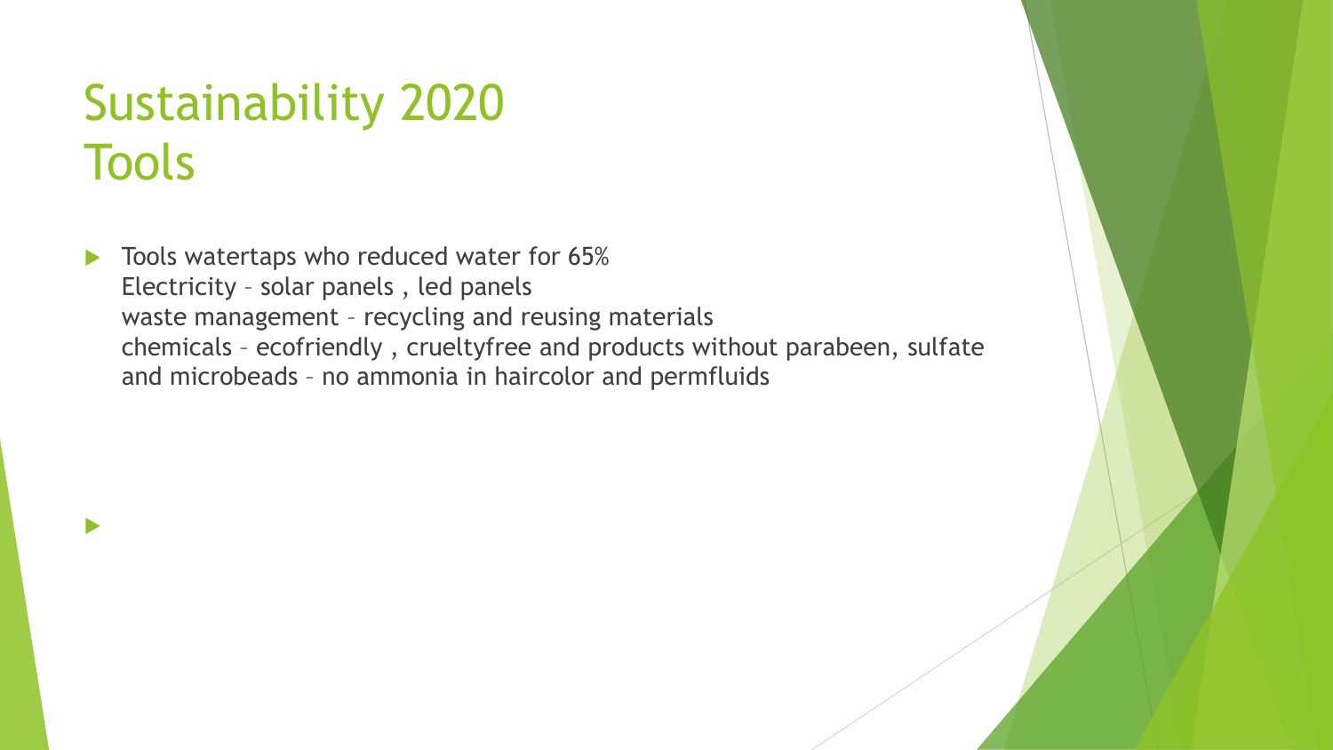# Sustainability 2020
# Tools

- Tools watertaps who reduced water for 65%
  Electricity – solar panels , led panels
  waste management – recycling and reusing materials
  chemicals – ecofriendly , crueltyfree and products without parabeen, sulfate and microbeads – no ammonia in haircolor and permfluids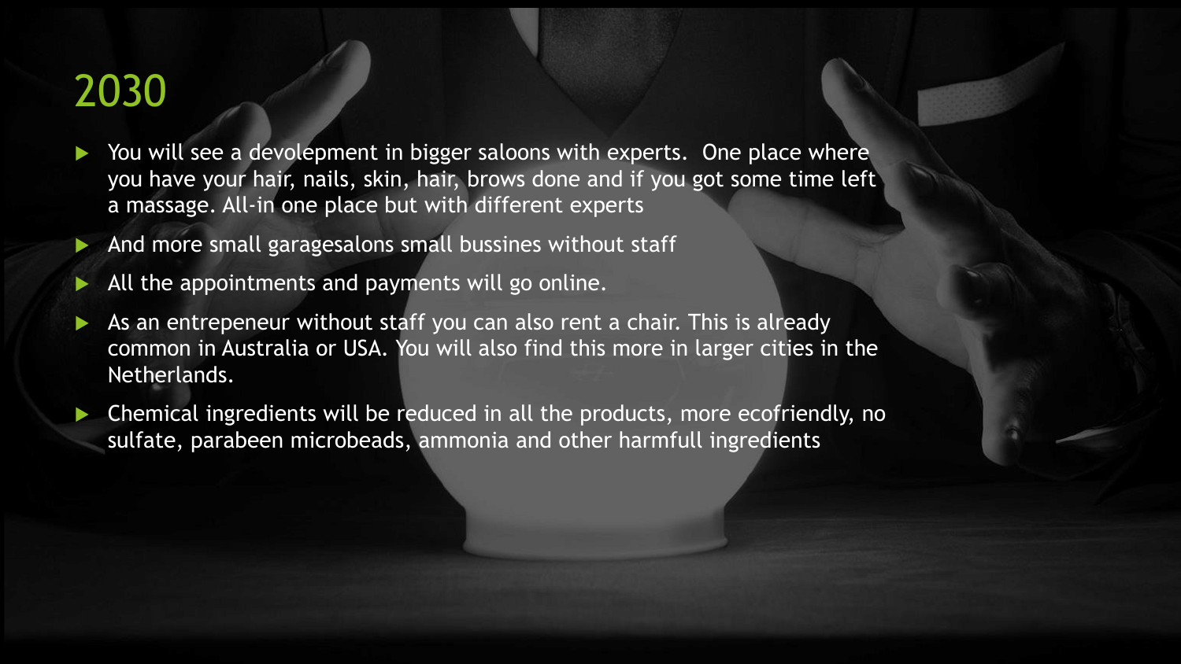# 2030

- You will see a devolepment in bigger saloons with experts.  One place where you have your hair, nails, skin, hair, brows done and if you got some time left a massage. All-in one place but with different experts
- And more small garagesalons small bussines without staff
- All the appointments and payments will go online.
- As an entrepeneur without staff you can also rent a chair. This is already common in Australia or USA. You will also find this more in larger cities in the Netherlands.
- Chemical ingredients will be reduced in all the products, more ecofriendly, no sulfate, parabeen microbeads, ammonia and other harmfull ingredients